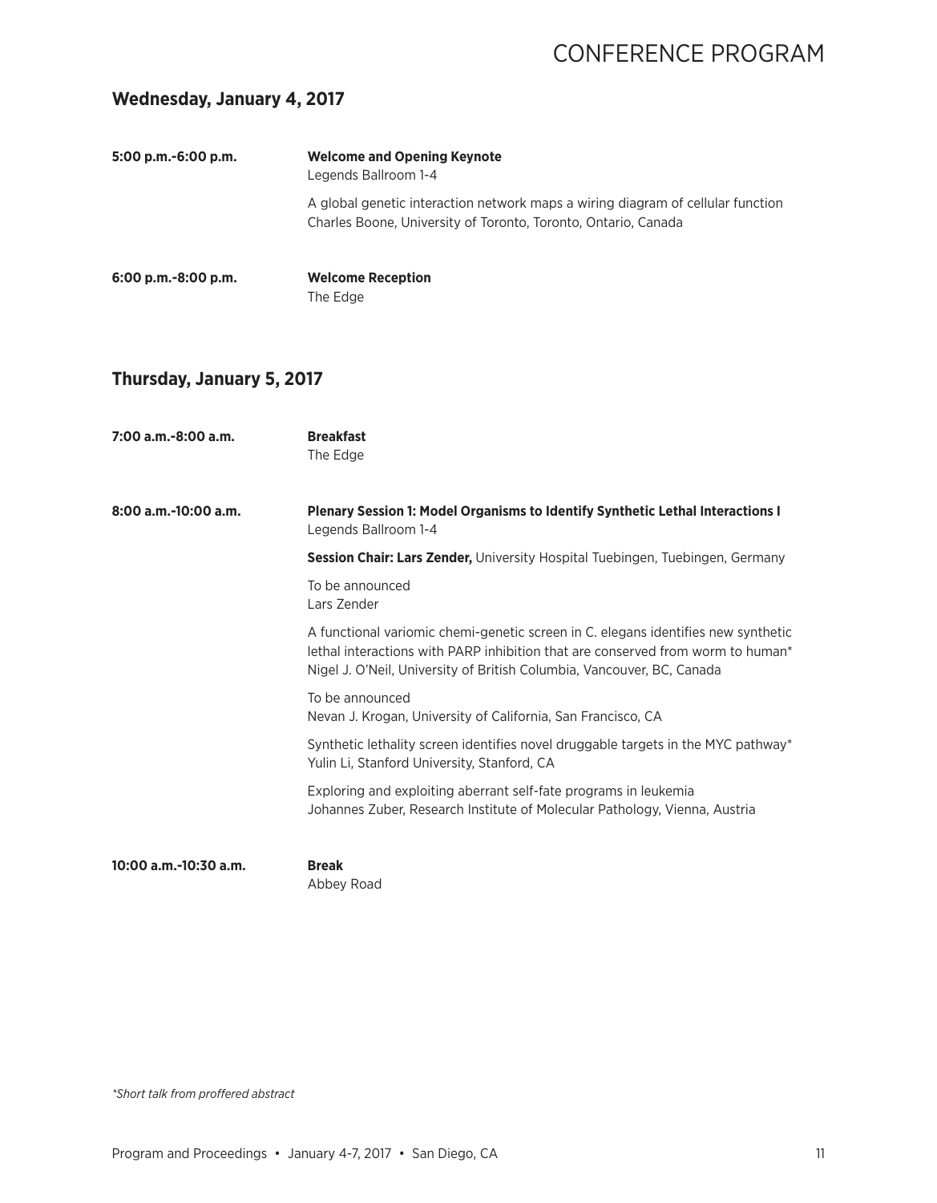# CONFERENCE PROGRAM

## Wednesday, January 4, 2017

**5:00 p.m.-6:00 p.m.**

**Welcome and Opening Keynote**
Legends Ballroom 1-4

A global genetic interaction network maps a wiring diagram of cellular function
Charles Boone, University of Toronto, Toronto, Ontario, Canada

**6:00 p.m.-8:00 p.m.**

**Welcome Reception**
The Edge

## Thursday, January 5, 2017

**7:00 a.m.-8:00 a.m.**

**Breakfast**
The Edge

**8:00 a.m.-10:00 a.m.**

**Plenary Session 1: Model Organisms to Identify Synthetic Lethal Interactions I**
Legends Ballroom 1-4

**Session Chair: Lars Zender,** University Hospital Tuebingen, Tuebingen, Germany

To be announced
Lars Zender

A functional variomic chemi-genetic screen in C. elegans identifies new synthetic lethal interactions with PARP inhibition that are conserved from worm to human*
Nigel J. O'Neil, University of British Columbia, Vancouver, BC, Canada

To be announced
Nevan J. Krogan, University of California, San Francisco, CA

Synthetic lethality screen identifies novel druggable targets in the MYC pathway*
Yulin Li, Stanford University, Stanford, CA

Exploring and exploiting aberrant self-fate programs in leukemia
Johannes Zuber, Research Institute of Molecular Pathology, Vienna, Austria

**10:00 a.m.-10:30 a.m.**

**Break**
Abbey Road

*\*Short talk from proffered abstract*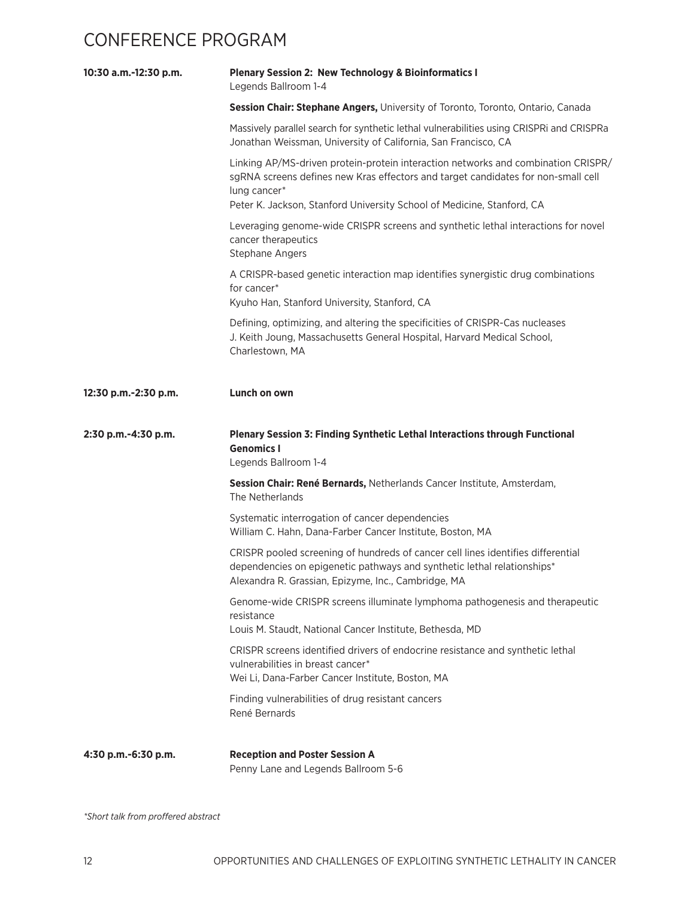# CONFERENCE PROGRAM

**10:30 a.m.-12:30 p.m.**

**Plenary Session 2: New Technology & Bioinformatics I**
Legends Ballroom 1-4

**Session Chair: Stephane Angers,** University of Toronto, Toronto, Ontario, Canada

Massively parallel search for synthetic lethal vulnerabilities using CRISPRi and CRISPRa
Jonathan Weissman, University of California, San Francisco, CA

Linking AP/MS-driven protein-protein interaction networks and combination CRISPR/sgRNA screens defines new Kras effectors and target candidates for non-small cell lung cancer*
Peter K. Jackson, Stanford University School of Medicine, Stanford, CA

Leveraging genome-wide CRISPR screens and synthetic lethal interactions for novel cancer therapeutics
Stephane Angers

A CRISPR-based genetic interaction map identifies synergistic drug combinations for cancer*
Kyuho Han, Stanford University, Stanford, CA

Defining, optimizing, and altering the specificities of CRISPR-Cas nucleases
J. Keith Joung, Massachusetts General Hospital, Harvard Medical School, Charlestown, MA

**12:30 p.m.-2:30 p.m.**

**Lunch on own**

**2:30 p.m.-4:30 p.m.**

**Plenary Session 3: Finding Synthetic Lethal Interactions through Functional Genomics I**
Legends Ballroom 1-4

**Session Chair: René Bernards,** Netherlands Cancer Institute, Amsterdam, The Netherlands

Systematic interrogation of cancer dependencies
William C. Hahn, Dana-Farber Cancer Institute, Boston, MA

CRISPR pooled screening of hundreds of cancer cell lines identifies differential dependencies on epigenetic pathways and synthetic lethal relationships*
Alexandra R. Grassian, Epizyme, Inc., Cambridge, MA

Genome-wide CRISPR screens illuminate lymphoma pathogenesis and therapeutic resistance
Louis M. Staudt, National Cancer Institute, Bethesda, MD

CRISPR screens identified drivers of endocrine resistance and synthetic lethal vulnerabilities in breast cancer*
Wei Li, Dana-Farber Cancer Institute, Boston, MA

Finding vulnerabilities of drug resistant cancers
René Bernards

**4:30 p.m.-6:30 p.m.**

**Reception and Poster Session A**
Penny Lane and Legends Ballroom 5-6

*\*Short talk from proffered abstract*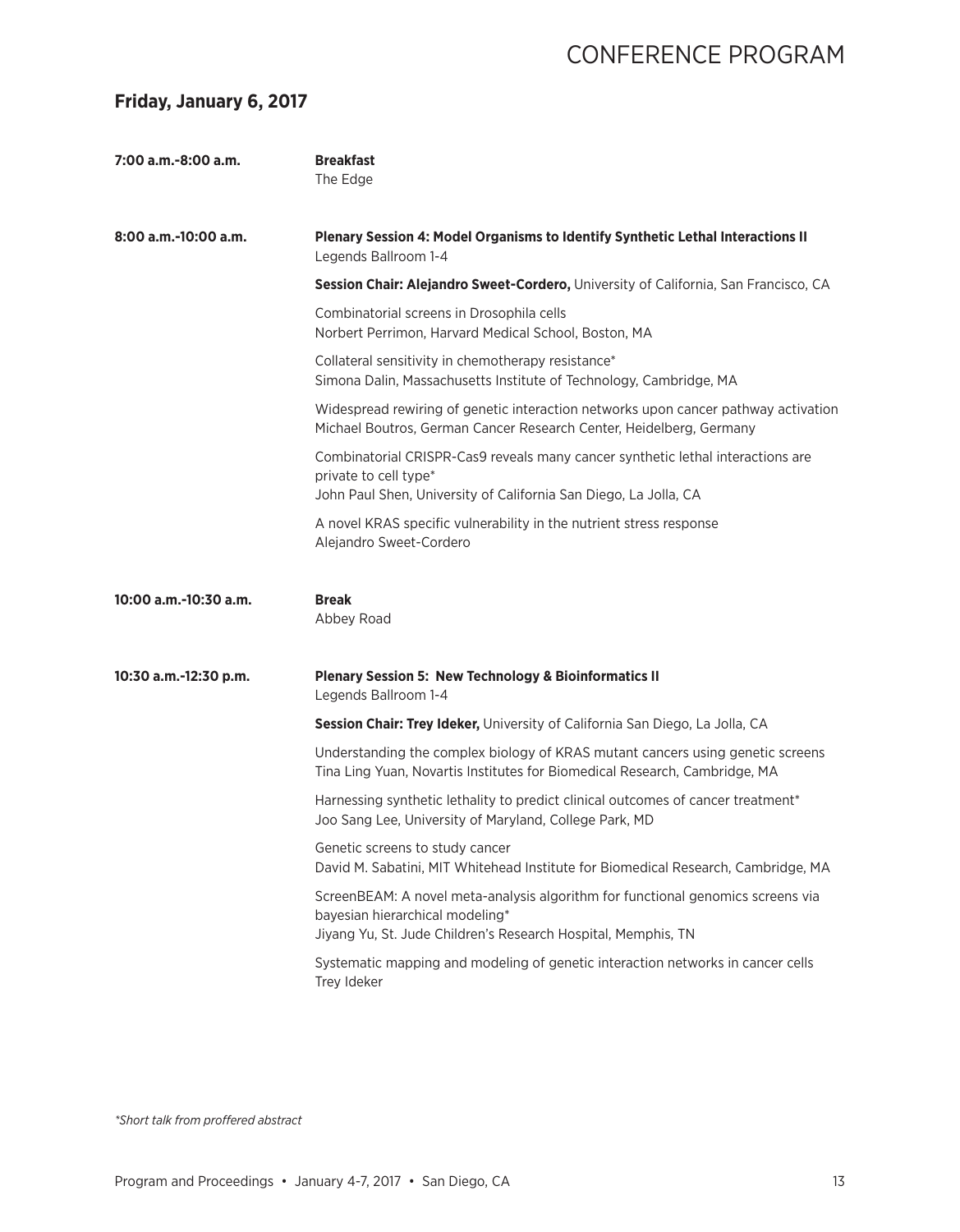# CONFERENCE PROGRAM

## Friday, January 6, 2017

**7:00 a.m.-8:00 a.m.**

**Breakfast**
The Edge

**8:00 a.m.-10:00 a.m.**

**Plenary Session 4: Model Organisms to Identify Synthetic Lethal Interactions II**
Legends Ballroom 1-4

**Session Chair: Alejandro Sweet-Cordero,** University of California, San Francisco, CA

Combinatorial screens in Drosophila cells
Norbert Perrimon, Harvard Medical School, Boston, MA

Collateral sensitivity in chemotherapy resistance*
Simona Dalin, Massachusetts Institute of Technology, Cambridge, MA

Widespread rewiring of genetic interaction networks upon cancer pathway activation
Michael Boutros, German Cancer Research Center, Heidelberg, Germany

Combinatorial CRISPR-Cas9 reveals many cancer synthetic lethal interactions are private to cell type*
John Paul Shen, University of California San Diego, La Jolla, CA

A novel KRAS specific vulnerability in the nutrient stress response
Alejandro Sweet-Cordero

**10:00 a.m.-10:30 a.m.**

**Break**
Abbey Road

**10:30 a.m.-12:30 p.m.**

**Plenary Session 5: New Technology & Bioinformatics II**
Legends Ballroom 1-4

**Session Chair: Trey Ideker,** University of California San Diego, La Jolla, CA

Understanding the complex biology of KRAS mutant cancers using genetic screens
Tina Ling Yuan, Novartis Institutes for Biomedical Research, Cambridge, MA

Harnessing synthetic lethality to predict clinical outcomes of cancer treatment*
Joo Sang Lee, University of Maryland, College Park, MD

Genetic screens to study cancer
David M. Sabatini, MIT Whitehead Institute for Biomedical Research, Cambridge, MA

ScreenBEAM: A novel meta-analysis algorithm for functional genomics screens via bayesian hierarchical modeling*
Jiyang Yu, St. Jude Children's Research Hospital, Memphis, TN

Systematic mapping and modeling of genetic interaction networks in cancer cells
Trey Ideker

*\*Short talk from proffered abstract*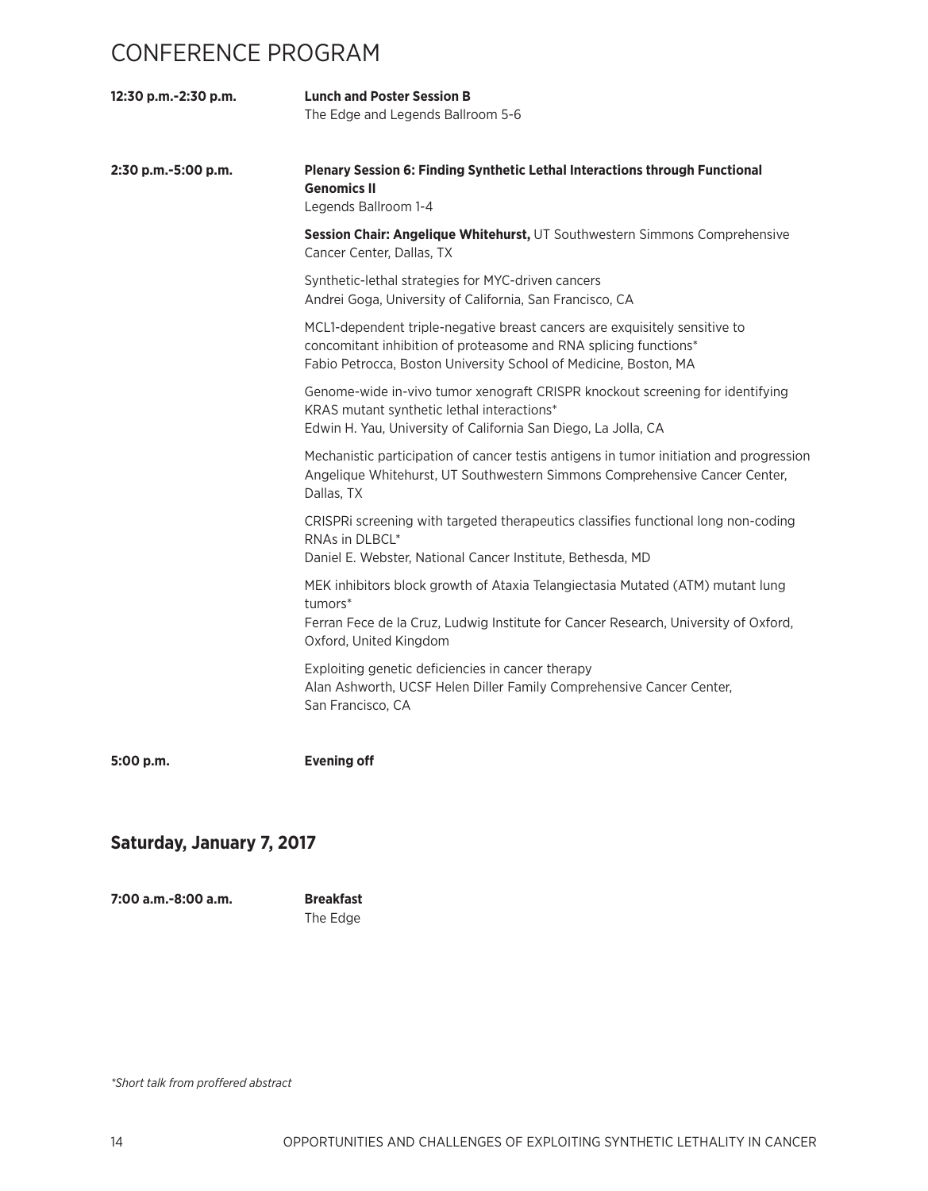# CONFERENCE PROGRAM

**12:30 p.m.-2:30 p.m.** **Lunch and Poster Session B**
The Edge and Legends Ballroom 5-6

**2:30 p.m.-5:00 p.m.** **Plenary Session 6: Finding Synthetic Lethal Interactions through Functional Genomics II**
Legends Ballroom 1-4

**Session Chair: Angelique Whitehurst,** UT Southwestern Simmons Comprehensive Cancer Center, Dallas, TX

Synthetic-lethal strategies for MYC-driven cancers
Andrei Goga, University of California, San Francisco, CA

MCL1-dependent triple-negative breast cancers are exquisitely sensitive to concomitant inhibition of proteasome and RNA splicing functions*
Fabio Petrocca, Boston University School of Medicine, Boston, MA

Genome-wide in-vivo tumor xenograft CRISPR knockout screening for identifying KRAS mutant synthetic lethal interactions*
Edwin H. Yau, University of California San Diego, La Jolla, CA

Mechanistic participation of cancer testis antigens in tumor initiation and progression
Angelique Whitehurst, UT Southwestern Simmons Comprehensive Cancer Center, Dallas, TX

CRISPRi screening with targeted therapeutics classifies functional long non-coding RNAs in DLBCL*
Daniel E. Webster, National Cancer Institute, Bethesda, MD

MEK inhibitors block growth of Ataxia Telangiectasia Mutated (ATM) mutant lung tumors*
Ferran Fece de la Cruz, Ludwig Institute for Cancer Research, University of Oxford, Oxford, United Kingdom

Exploiting genetic deficiencies in cancer therapy
Alan Ashworth, UCSF Helen Diller Family Comprehensive Cancer Center, San Francisco, CA

**5:00 p.m.** **Evening off**

## Saturday, January 7, 2017

**7:00 a.m.-8:00 a.m.** **Breakfast**
The Edge

*\*Short talk from proffered abstract*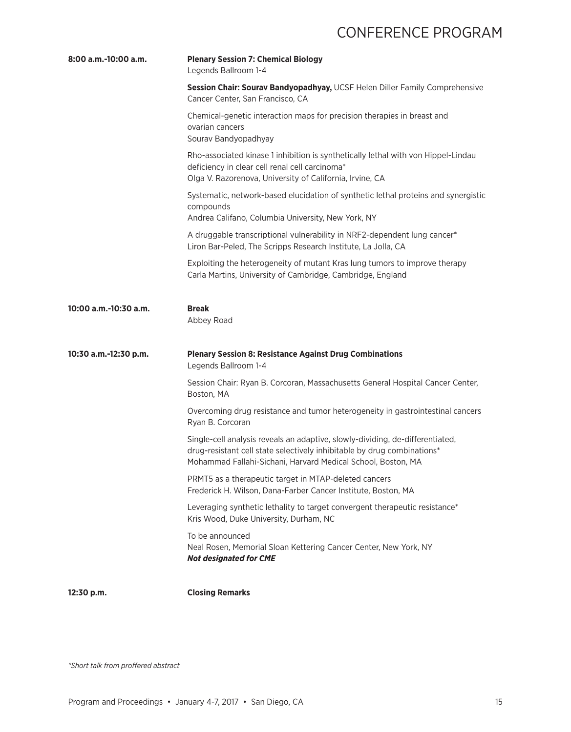**8:00 a.m.-10:00 a.m.**

**Plenary Session 7: Chemical Biology**
Legends Ballroom 1-4

**Session Chair: Sourav Bandyopadhyay,** UCSF Helen Diller Family Comprehensive Cancer Center, San Francisco, CA

Chemical-genetic interaction maps for precision therapies in breast and ovarian cancers
Sourav Bandyopadhyay

Rho-associated kinase 1 inhibition is synthetically lethal with von Hippel-Lindau deficiency in clear cell renal cell carcinoma*
Olga V. Razorenova, University of California, Irvine, CA

Systematic, network-based elucidation of synthetic lethal proteins and synergistic compounds
Andrea Califano, Columbia University, New York, NY

A druggable transcriptional vulnerability in NRF2-dependent lung cancer*
Liron Bar-Peled, The Scripps Research Institute, La Jolla, CA

Exploiting the heterogeneity of mutant Kras lung tumors to improve therapy
Carla Martins, University of Cambridge, Cambridge, England

**10:00 a.m.-10:30 a.m.**

**Break**
Abbey Road

**10:30 a.m.-12:30 p.m.**

**Plenary Session 8: Resistance Against Drug Combinations**
Legends Ballroom 1-4

Session Chair: Ryan B. Corcoran, Massachusetts General Hospital Cancer Center, Boston, MA

Overcoming drug resistance and tumor heterogeneity in gastrointestinal cancers
Ryan B. Corcoran

Single-cell analysis reveals an adaptive, slowly-dividing, de-differentiated, drug-resistant cell state selectively inhibitable by drug combinations*
Mohammad Fallahi-Sichani, Harvard Medical School, Boston, MA

PRMT5 as a therapeutic target in MTAP-deleted cancers
Frederick H. Wilson, Dana-Farber Cancer Institute, Boston, MA

Leveraging synthetic lethality to target convergent therapeutic resistance*
Kris Wood, Duke University, Durham, NC

To be announced
Neal Rosen, Memorial Sloan Kettering Cancer Center, New York, NY
***Not designated for CME***

**12:30 p.m.**

**Closing Remarks**

*\*Short talk from proffered abstract*